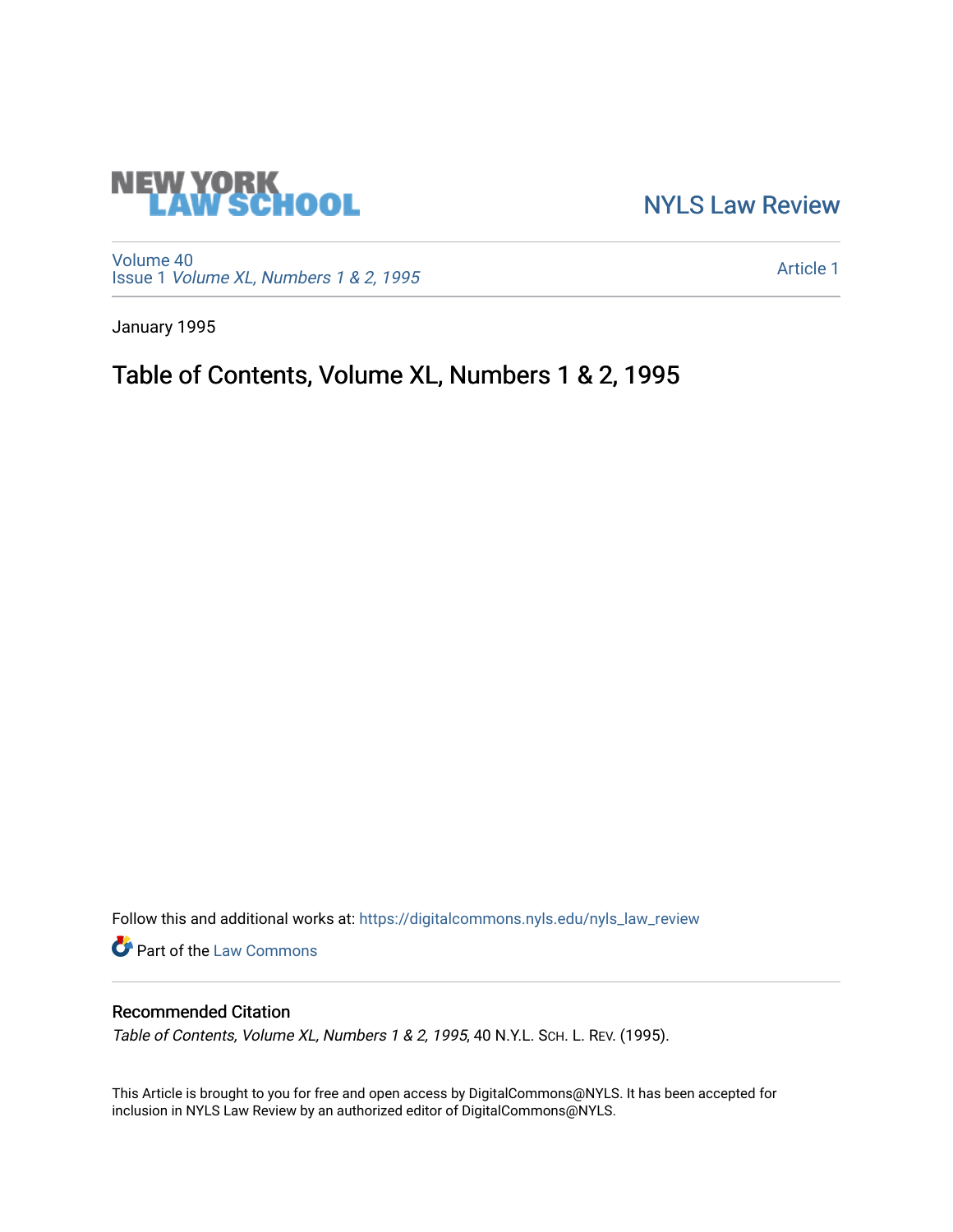NEW YORK LAW SCHOOL

NYLS Law Review

Volume 40
Issue 1 *Volume XL, Numbers 1 & 2, 1995*

Article 1

January 1995

# Table of Contents, Volume XL, Numbers 1 & 2, 1995

Follow this and additional works at: https://digitalcommons.nyls.edu/nyls_law_review

Part of the Law Commons

### Recommended Citation

*Table of Contents, Volume XL, Numbers 1 & 2, 1995*, 40 N.Y.L. SCH. L. REV. (1995).

This Article is brought to you for free and open access by DigitalCommons@NYLS. It has been accepted for inclusion in NYLS Law Review by an authorized editor of DigitalCommons@NYLS.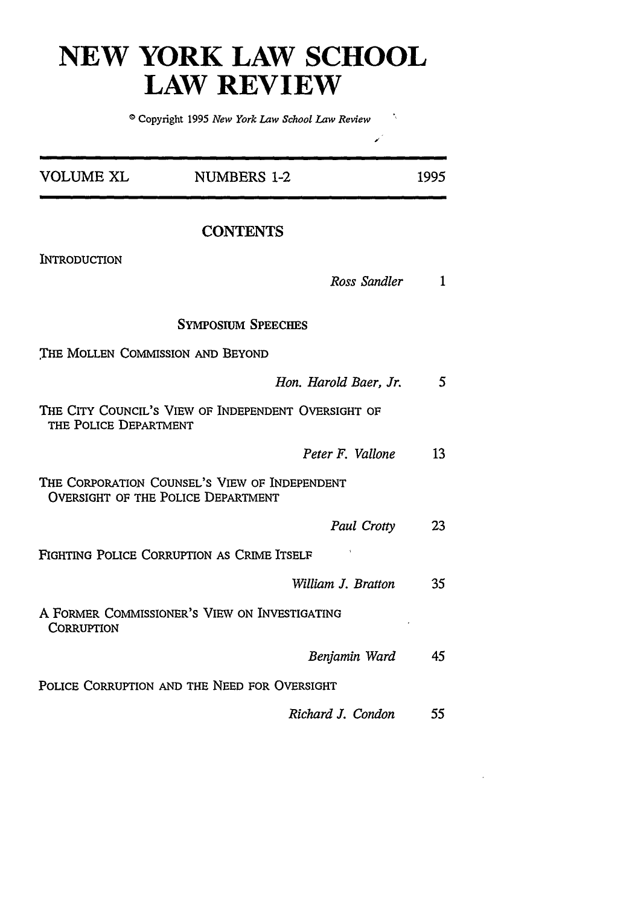# NEW YORK LAW SCHOOL LAW REVIEW

© Copyright 1995 *New York Law School Law Review*

VOLUME XL NUMBERS 1-2 1995

## CONTENTS

INTRODUCTION

*Ross Sandler* 1

### SYMPOSIUM SPEECHES

THE MOLLEN COMMISSION AND BEYOND

*Hon. Harold Baer, Jr.* 5

THE CITY COUNCIL'S VIEW OF INDEPENDENT OVERSIGHT OF THE POLICE DEPARTMENT

*Peter F. Vallone* 13

THE CORPORATION COUNSEL'S VIEW OF INDEPENDENT OVERSIGHT OF THE POLICE DEPARTMENT

*Paul Crotty* 23

FIGHTING POLICE CORRUPTION AS CRIME ITSELF

*William J. Bratton* 35

A FORMER COMMISSIONER'S VIEW ON INVESTIGATING CORRUPTION

*Benjamin Ward* 45

POLICE CORRUPTION AND THE NEED FOR OVERSIGHT

*Richard J. Condon* 55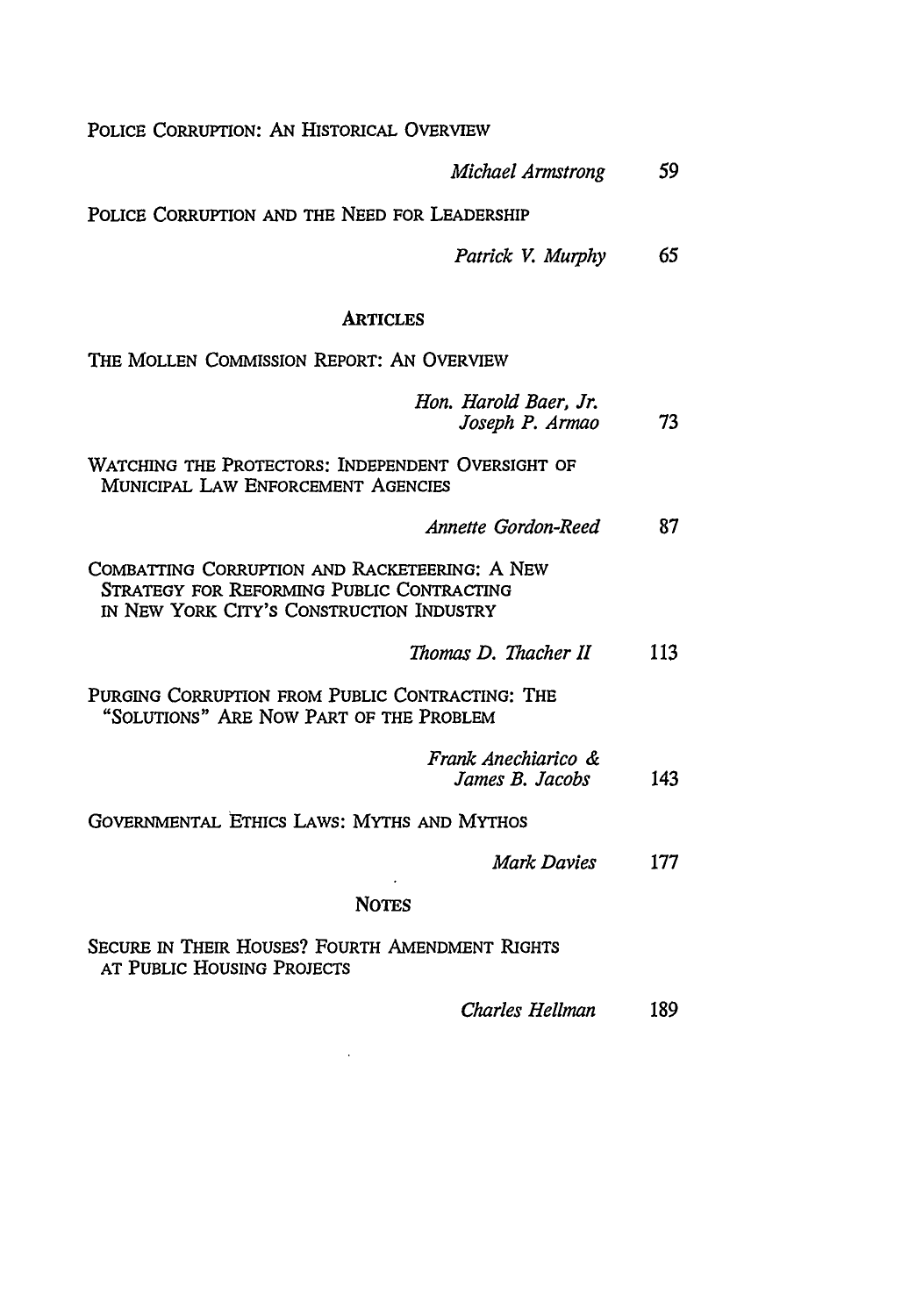Police Corruption: An Historical Overview

*Michael Armstrong* 59

Police Corruption and the Need for Leadership

*Patrick V. Murphy* 65

## Articles

The Mollen Commission Report: An Overview

*Hon. Harold Baer, Jr.*
*Joseph P. Armao* 73

Watching the Protectors: Independent Oversight of Municipal Law Enforcement Agencies

*Annette Gordon-Reed* 87

Combatting Corruption and Racketeering: A New Strategy for Reforming Public Contracting in New York City's Construction Industry

*Thomas D. Thacher II* 113

Purging Corruption from Public Contracting: The "Solutions" Are Now Part of the Problem

*Frank Anechiarico &*
*James B. Jacobs* 143

Governmental Ethics Laws: Myths and Mythos

*Mark Davies* 177

## Notes

Secure in Their Houses? Fourth Amendment Rights at Public Housing Projects

*Charles Hellman* 189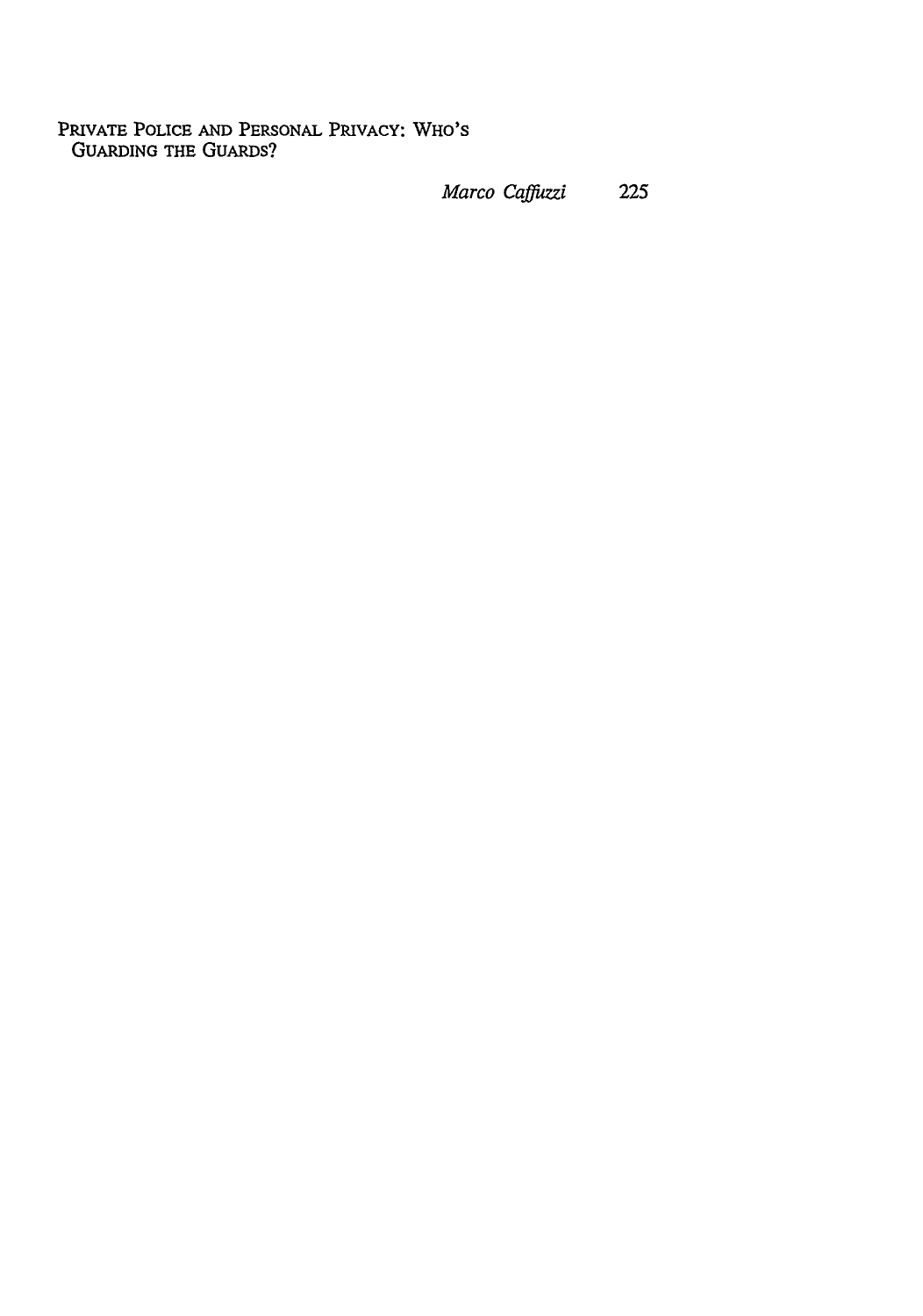PRIVATE POLICE AND PERSONAL PRIVACY: WHO'S GUARDING THE GUARDS?

*Marco Caffuzzi* 225